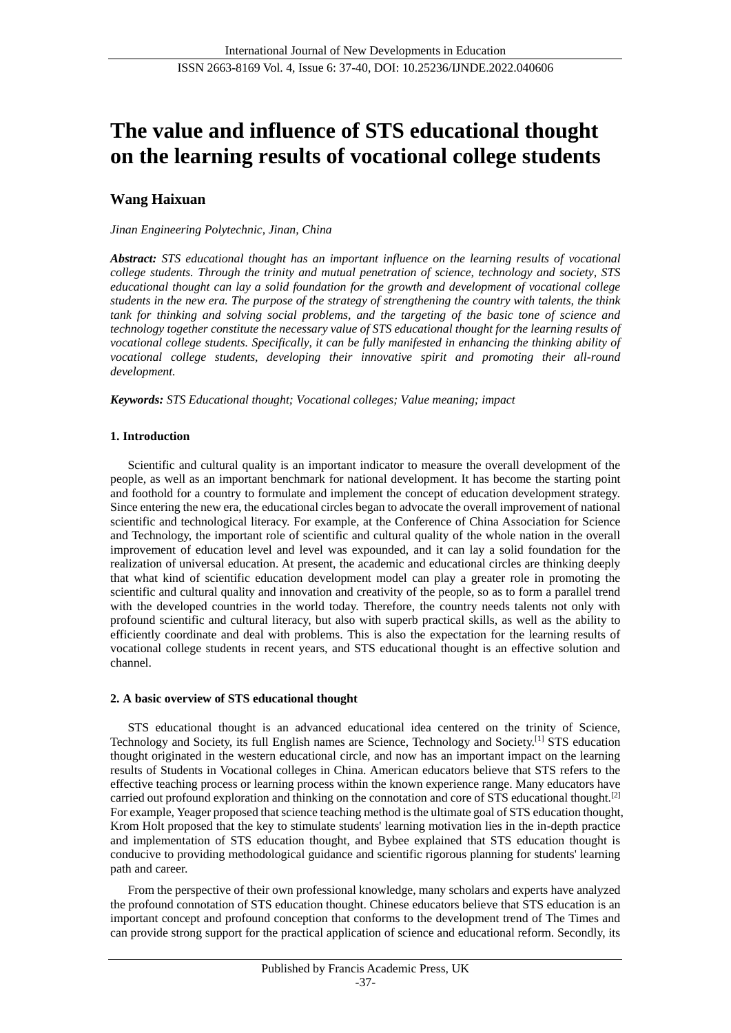# The value and influence of STS educational thought on the learning results of vocational college students

**Wang Haixuan**

*Jinan Engineering Polytechnic, Jinan, China*

***Abstract:*** *STS educational thought has an important influence on the learning results of vocational college students. Through the trinity and mutual penetration of science, technology and society, STS educational thought can lay a solid foundation for the growth and development of vocational college students in the new era. The purpose of the strategy of strengthening the country with talents, the think tank for thinking and solving social problems, and the targeting of the basic tone of science and technology together constitute the necessary value of STS educational thought for the learning results of vocational college students. Specifically, it can be fully manifested in enhancing the thinking ability of vocational college students, developing their innovative spirit and promoting their all-round development.*

***Keywords:*** *STS Educational thought; Vocational colleges; Value meaning; impact*

## 1. Introduction

Scientific and cultural quality is an important indicator to measure the overall development of the people, as well as an important benchmark for national development. It has become the starting point and foothold for a country to formulate and implement the concept of education development strategy. Since entering the new era, the educational circles began to advocate the overall improvement of national scientific and technological literacy. For example, at the Conference of China Association for Science and Technology, the important role of scientific and cultural quality of the whole nation in the overall improvement of education level and level was expounded, and it can lay a solid foundation for the realization of universal education. At present, the academic and educational circles are thinking deeply that what kind of scientific education development model can play a greater role in promoting the scientific and cultural quality and innovation and creativity of the people, so as to form a parallel trend with the developed countries in the world today. Therefore, the country needs talents not only with profound scientific and cultural literacy, but also with superb practical skills, as well as the ability to efficiently coordinate and deal with problems. This is also the expectation for the learning results of vocational college students in recent years, and STS educational thought is an effective solution and channel.

## 2. A basic overview of STS educational thought

STS educational thought is an advanced educational idea centered on the trinity of Science, Technology and Society, its full English names are Science, Technology and Society.[1] STS education thought originated in the western educational circle, and now has an important impact on the learning results of Students in Vocational colleges in China. American educators believe that STS refers to the effective teaching process or learning process within the known experience range. Many educators have carried out profound exploration and thinking on the connotation and core of STS educational thought.[2] For example, Yeager proposed that science teaching method is the ultimate goal of STS education thought, Krom Holt proposed that the key to stimulate students' learning motivation lies in the in-depth practice and implementation of STS education thought, and Bybee explained that STS education thought is conducive to providing methodological guidance and scientific rigorous planning for students' learning path and career.

From the perspective of their own professional knowledge, many scholars and experts have analyzed the profound connotation of STS education thought. Chinese educators believe that STS education is an important concept and profound conception that conforms to the development trend of The Times and can provide strong support for the practical application of science and educational reform. Secondly, its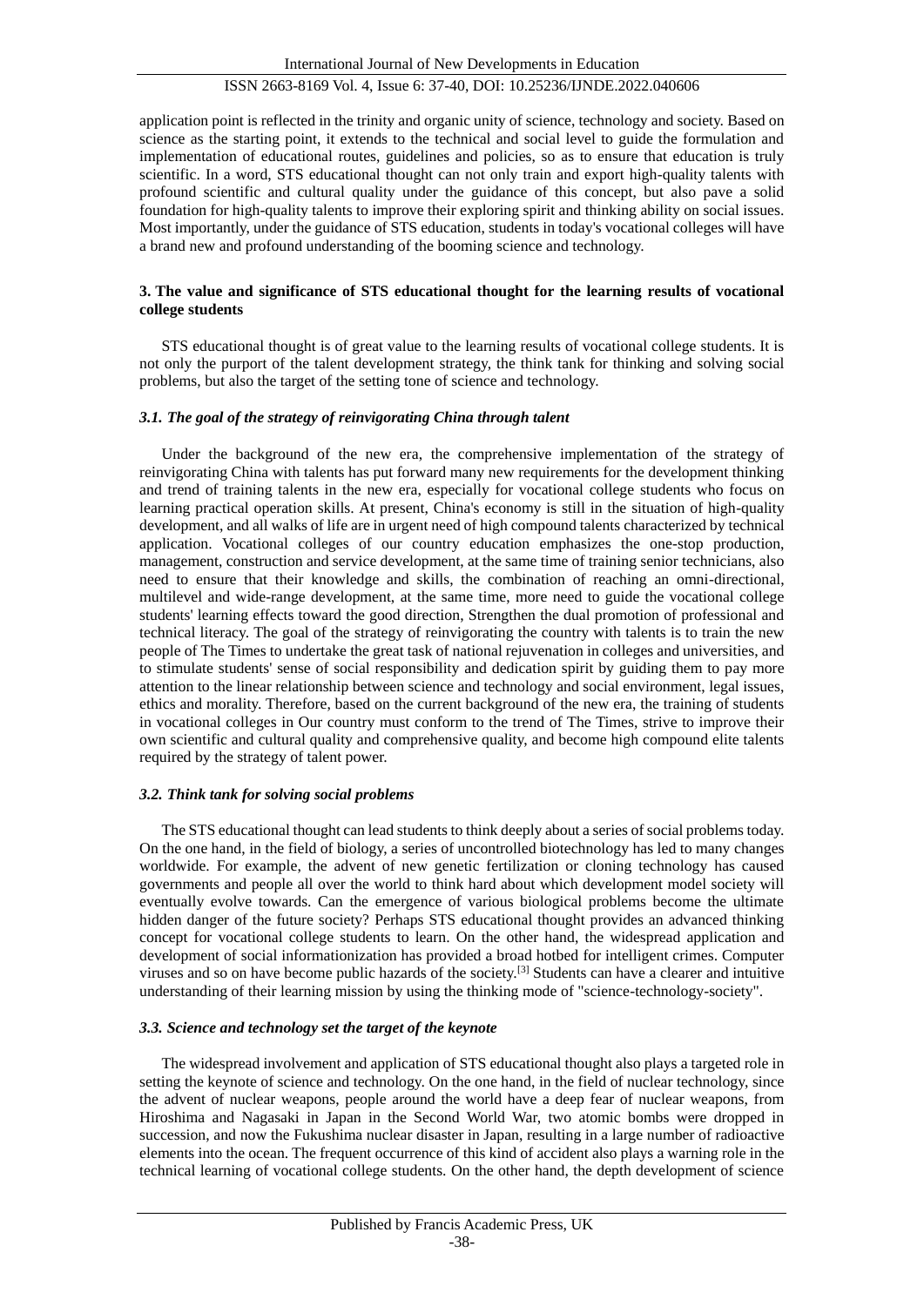application point is reflected in the trinity and organic unity of science, technology and society. Based on science as the starting point, it extends to the technical and social level to guide the formulation and implementation of educational routes, guidelines and policies, so as to ensure that education is truly scientific. In a word, STS educational thought can not only train and export high-quality talents with profound scientific and cultural quality under the guidance of this concept, but also pave a solid foundation for high-quality talents to improve their exploring spirit and thinking ability on social issues. Most importantly, under the guidance of STS education, students in today's vocational colleges will have a brand new and profound understanding of the booming science and technology.

## 3. The value and significance of STS educational thought for the learning results of vocational college students

STS educational thought is of great value to the learning results of vocational college students. It is not only the purport of the talent development strategy, the think tank for thinking and solving social problems, but also the target of the setting tone of science and technology.

### *3.1. The goal of the strategy of reinvigorating China through talent*

Under the background of the new era, the comprehensive implementation of the strategy of reinvigorating China with talents has put forward many new requirements for the development thinking and trend of training talents in the new era, especially for vocational college students who focus on learning practical operation skills. At present, China's economy is still in the situation of high-quality development, and all walks of life are in urgent need of high compound talents characterized by technical application. Vocational colleges of our country education emphasizes the one-stop production, management, construction and service development, at the same time of training senior technicians, also need to ensure that their knowledge and skills, the combination of reaching an omni-directional, multilevel and wide-range development, at the same time, more need to guide the vocational college students' learning effects toward the good direction, Strengthen the dual promotion of professional and technical literacy. The goal of the strategy of reinvigorating the country with talents is to train the new people of The Times to undertake the great task of national rejuvenation in colleges and universities, and to stimulate students' sense of social responsibility and dedication spirit by guiding them to pay more attention to the linear relationship between science and technology and social environment, legal issues, ethics and morality. Therefore, based on the current background of the new era, the training of students in vocational colleges in Our country must conform to the trend of The Times, strive to improve their own scientific and cultural quality and comprehensive quality, and become high compound elite talents required by the strategy of talent power.

### *3.2. Think tank for solving social problems*

The STS educational thought can lead students to think deeply about a series of social problems today. On the one hand, in the field of biology, a series of uncontrolled biotechnology has led to many changes worldwide. For example, the advent of new genetic fertilization or cloning technology has caused governments and people all over the world to think hard about which development model society will eventually evolve towards. Can the emergence of various biological problems become the ultimate hidden danger of the future society? Perhaps STS educational thought provides an advanced thinking concept for vocational college students to learn. On the other hand, the widespread application and development of social informationization has provided a broad hotbed for intelligent crimes. Computer viruses and so on have become public hazards of the society.[3] Students can have a clearer and intuitive understanding of their learning mission by using the thinking mode of "science-technology-society".

### *3.3. Science and technology set the target of the keynote*

The widespread involvement and application of STS educational thought also plays a targeted role in setting the keynote of science and technology. On the one hand, in the field of nuclear technology, since the advent of nuclear weapons, people around the world have a deep fear of nuclear weapons, from Hiroshima and Nagasaki in Japan in the Second World War, two atomic bombs were dropped in succession, and now the Fukushima nuclear disaster in Japan, resulting in a large number of radioactive elements into the ocean. The frequent occurrence of this kind of accident also plays a warning role in the technical learning of vocational college students. On the other hand, the depth development of science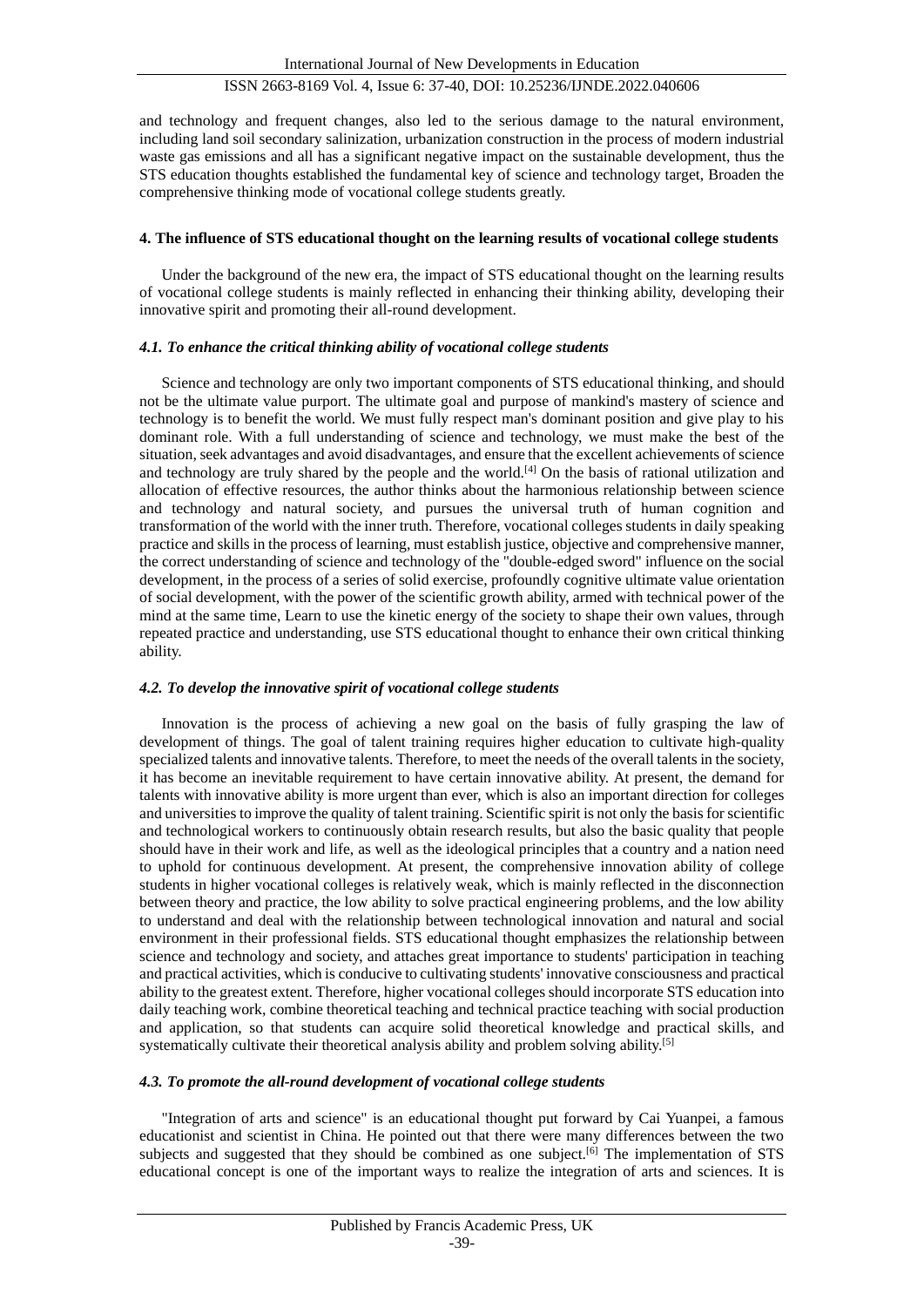and technology and frequent changes, also led to the serious damage to the natural environment, including land soil secondary salinization, urbanization construction in the process of modern industrial waste gas emissions and all has a significant negative impact on the sustainable development, thus the STS education thoughts established the fundamental key of science and technology target, Broaden the comprehensive thinking mode of vocational college students greatly.

## 4. The influence of STS educational thought on the learning results of vocational college students

Under the background of the new era, the impact of STS educational thought on the learning results of vocational college students is mainly reflected in enhancing their thinking ability, developing their innovative spirit and promoting their all-round development.

### *4.1. To enhance the critical thinking ability of vocational college students*

Science and technology are only two important components of STS educational thinking, and should not be the ultimate value purport. The ultimate goal and purpose of mankind's mastery of science and technology is to benefit the world. We must fully respect man's dominant position and give play to his dominant role. With a full understanding of science and technology, we must make the best of the situation, seek advantages and avoid disadvantages, and ensure that the excellent achievements of science and technology are truly shared by the people and the world.[4] On the basis of rational utilization and allocation of effective resources, the author thinks about the harmonious relationship between science and technology and natural society, and pursues the universal truth of human cognition and transformation of the world with the inner truth. Therefore, vocational colleges students in daily speaking practice and skills in the process of learning, must establish justice, objective and comprehensive manner, the correct understanding of science and technology of the "double-edged sword" influence on the social development, in the process of a series of solid exercise, profoundly cognitive ultimate value orientation of social development, with the power of the scientific growth ability, armed with technical power of the mind at the same time, Learn to use the kinetic energy of the society to shape their own values, through repeated practice and understanding, use STS educational thought to enhance their own critical thinking ability.

### *4.2. To develop the innovative spirit of vocational college students*

Innovation is the process of achieving a new goal on the basis of fully grasping the law of development of things. The goal of talent training requires higher education to cultivate high-quality specialized talents and innovative talents. Therefore, to meet the needs of the overall talents in the society, it has become an inevitable requirement to have certain innovative ability. At present, the demand for talents with innovative ability is more urgent than ever, which is also an important direction for colleges and universities to improve the quality of talent training. Scientific spirit is not only the basis for scientific and technological workers to continuously obtain research results, but also the basic quality that people should have in their work and life, as well as the ideological principles that a country and a nation need to uphold for continuous development. At present, the comprehensive innovation ability of college students in higher vocational colleges is relatively weak, which is mainly reflected in the disconnection between theory and practice, the low ability to solve practical engineering problems, and the low ability to understand and deal with the relationship between technological innovation and natural and social environment in their professional fields. STS educational thought emphasizes the relationship between science and technology and society, and attaches great importance to students' participation in teaching and practical activities, which is conducive to cultivating students' innovative consciousness and practical ability to the greatest extent. Therefore, higher vocational colleges should incorporate STS education into daily teaching work, combine theoretical teaching and technical practice teaching with social production and application, so that students can acquire solid theoretical knowledge and practical skills, and systematically cultivate their theoretical analysis ability and problem solving ability.[5]

### *4.3. To promote the all-round development of vocational college students*

"Integration of arts and science" is an educational thought put forward by Cai Yuanpei, a famous educationist and scientist in China. He pointed out that there were many differences between the two subjects and suggested that they should be combined as one subject.[6] The implementation of STS educational concept is one of the important ways to realize the integration of arts and sciences. It is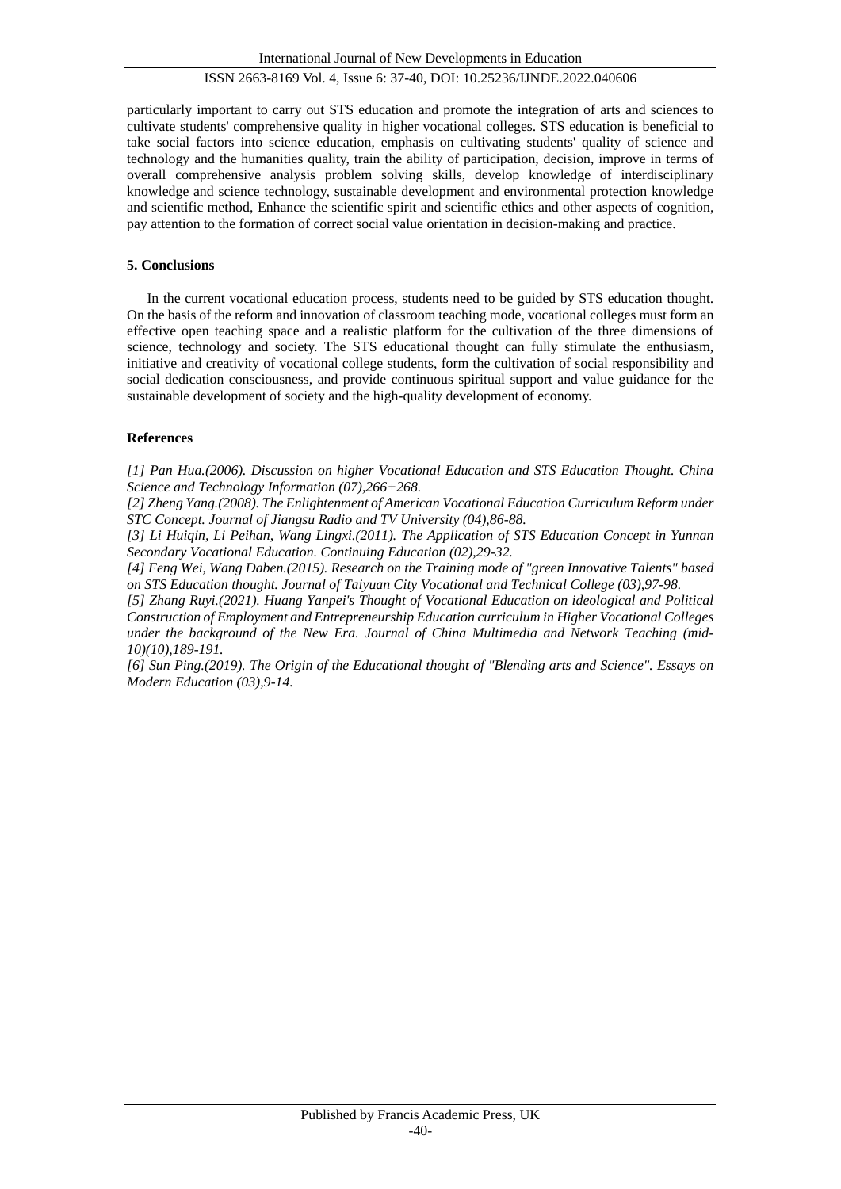particularly important to carry out STS education and promote the integration of arts and sciences to cultivate students' comprehensive quality in higher vocational colleges. STS education is beneficial to take social factors into science education, emphasis on cultivating students' quality of science and technology and the humanities quality, train the ability of participation, decision, improve in terms of overall comprehensive analysis problem solving skills, develop knowledge of interdisciplinary knowledge and science technology, sustainable development and environmental protection knowledge and scientific method, Enhance the scientific spirit and scientific ethics and other aspects of cognition, pay attention to the formation of correct social value orientation in decision-making and practice.

## 5. Conclusions

In the current vocational education process, students need to be guided by STS education thought. On the basis of the reform and innovation of classroom teaching mode, vocational colleges must form an effective open teaching space and a realistic platform for the cultivation of the three dimensions of science, technology and society. The STS educational thought can fully stimulate the enthusiasm, initiative and creativity of vocational college students, form the cultivation of social responsibility and social dedication consciousness, and provide continuous spiritual support and value guidance for the sustainable development of society and the high-quality development of economy.

## References

*[1] Pan Hua.(2006). Discussion on higher Vocational Education and STS Education Thought. China Science and Technology Information (07),266+268.*

*[2] Zheng Yang.(2008). The Enlightenment of American Vocational Education Curriculum Reform under STC Concept. Journal of Jiangsu Radio and TV University (04),86-88.*

*[3] Li Huiqin, Li Peihan, Wang Lingxi.(2011). The Application of STS Education Concept in Yunnan Secondary Vocational Education. Continuing Education (02),29-32.*

*[4] Feng Wei, Wang Daben.(2015). Research on the Training mode of "green Innovative Talents" based on STS Education thought. Journal of Taiyuan City Vocational and Technical College (03),97-98.*

*[5] Zhang Ruyi.(2021). Huang Yanpei's Thought of Vocational Education on ideological and Political Construction of Employment and Entrepreneurship Education curriculum in Higher Vocational Colleges under the background of the New Era. Journal of China Multimedia and Network Teaching (mid-10)(10),189-191.*

*[6] Sun Ping.(2019). The Origin of the Educational thought of "Blending arts and Science". Essays on Modern Education (03),9-14.*